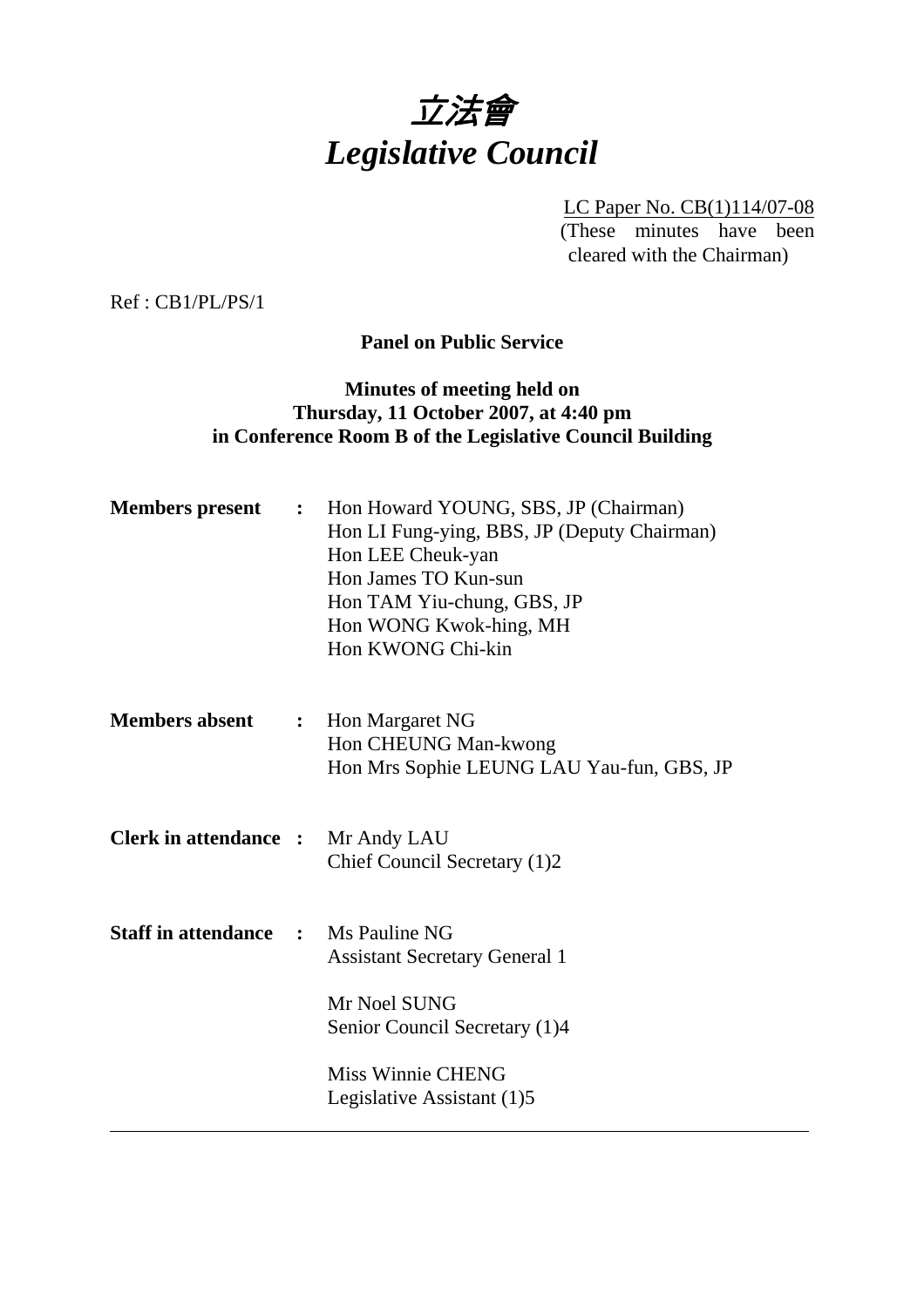# 立法會
# *Legislative Council*

LC Paper No. CB(1)114/07-08
(These minutes have been cleared with the Chairman)

Ref : CB1/PL/PS/1

**Panel on Public Service**

**Minutes of meeting held on**
**Thursday, 11 October 2007, at 4:40 pm**
**in Conference Room B of the Legislative Council Building**

**Members present :**
Hon Howard YOUNG, SBS, JP (Chairman)
Hon LI Fung-ying, BBS, JP (Deputy Chairman)
Hon LEE Cheuk-yan
Hon James TO Kun-sun
Hon TAM Yiu-chung, GBS, JP
Hon WONG Kwok-hing, MH
Hon KWONG Chi-kin

**Members absent :**
Hon Margaret NG
Hon CHEUNG Man-kwong
Hon Mrs Sophie LEUNG LAU Yau-fun, GBS, JP

**Clerk in attendance :**
Mr Andy LAU
Chief Council Secretary (1)2

**Staff in attendance :**
Ms Pauline NG
Assistant Secretary General 1

Mr Noel SUNG
Senior Council Secretary (1)4

Miss Winnie CHENG
Legislative Assistant (1)5

---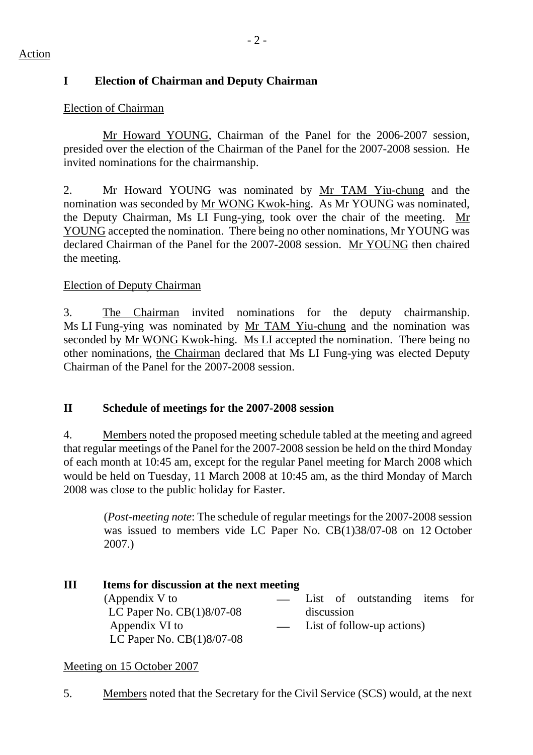Action

## I Election of Chairman and Deputy Chairman

Election of Chairman

Mr Howard YOUNG, Chairman of the Panel for the 2006-2007 session, presided over the election of the Chairman of the Panel for the 2007-2008 session. He invited nominations for the chairmanship.

2. Mr Howard YOUNG was nominated by Mr TAM Yiu-chung and the nomination was seconded by Mr WONG Kwok-hing. As Mr YOUNG was nominated, the Deputy Chairman, Ms LI Fung-ying, took over the chair of the meeting. Mr YOUNG accepted the nomination. There being no other nominations, Mr YOUNG was declared Chairman of the Panel for the 2007-2008 session. Mr YOUNG then chaired the meeting.

Election of Deputy Chairman

3. The Chairman invited nominations for the deputy chairmanship. Ms LI Fung-ying was nominated by Mr TAM Yiu-chung and the nomination was seconded by Mr WONG Kwok-hing. Ms LI accepted the nomination. There being no other nominations, the Chairman declared that Ms LI Fung-ying was elected Deputy Chairman of the Panel for the 2007-2008 session.

## II Schedule of meetings for the 2007-2008 session

4. Members noted the proposed meeting schedule tabled at the meeting and agreed that regular meetings of the Panel for the 2007-2008 session be held on the third Monday of each month at 10:45 am, except for the regular Panel meeting for March 2008 which would be held on Tuesday, 11 March 2008 at 10:45 am, as the third Monday of March 2008 was close to the public holiday for Easter.

> (*Post-meeting note*: The schedule of regular meetings for the 2007-2008 session was issued to members vide LC Paper No. CB(1)38/07-08 on 12 October 2007.)

## III Items for discussion at the next meeting

(Appendix V to LC Paper No. CB(1)8/07-08 — List of outstanding items for discussion
Appendix VI to LC Paper No. CB(1)8/07-08 — List of follow-up actions)

Meeting on 15 October 2007

5. Members noted that the Secretary for the Civil Service (SCS) would, at the next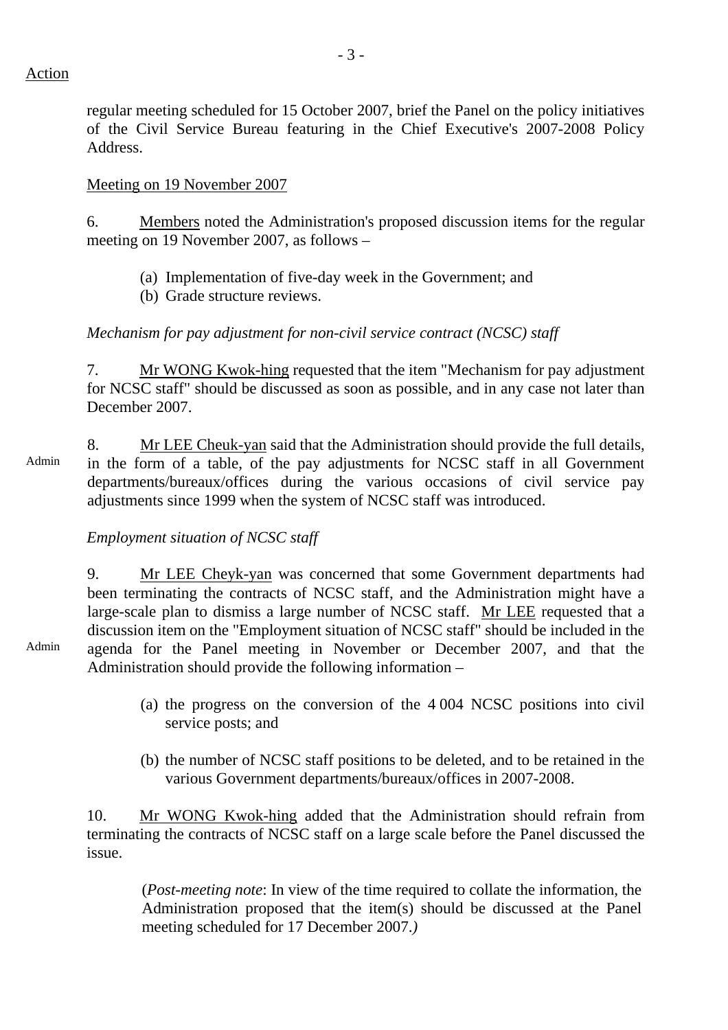Action

regular meeting scheduled for 15 October 2007, brief the Panel on the policy initiatives of the Civil Service Bureau featuring in the Chief Executive's 2007-2008 Policy Address.

Meeting on 19 November 2007

6. Members noted the Administration's proposed discussion items for the regular meeting on 19 November 2007, as follows –

(a) Implementation of five-day week in the Government; and
(b) Grade structure reviews.

*Mechanism for pay adjustment for non-civil service contract (NCSC) staff*

7. Mr WONG Kwok-hing requested that the item "Mechanism for pay adjustment for NCSC staff" should be discussed as soon as possible, and in any case not later than December 2007.

Admin

8. Mr LEE Cheuk-yan said that the Administration should provide the full details, in the form of a table, of the pay adjustments for NCSC staff in all Government departments/bureaux/offices during the various occasions of civil service pay adjustments since 1999 when the system of NCSC staff was introduced.

*Employment situation of NCSC staff*

Admin

9. Mr LEE Cheyk-yan was concerned that some Government departments had been terminating the contracts of NCSC staff, and the Administration might have a large-scale plan to dismiss a large number of NCSC staff. Mr LEE requested that a discussion item on the "Employment situation of NCSC staff" should be included in the agenda for the Panel meeting in November or December 2007, and that the Administration should provide the following information –

(a) the progress on the conversion of the 4 004 NCSC positions into civil service posts; and

(b) the number of NCSC staff positions to be deleted, and to be retained in the various Government departments/bureaux/offices in 2007-2008.

10. Mr WONG Kwok-hing added that the Administration should refrain from terminating the contracts of NCSC staff on a large scale before the Panel discussed the issue.

(*Post-meeting note*: In view of the time required to collate the information, the Administration proposed that the item(s) should be discussed at the Panel meeting scheduled for 17 December 2007.)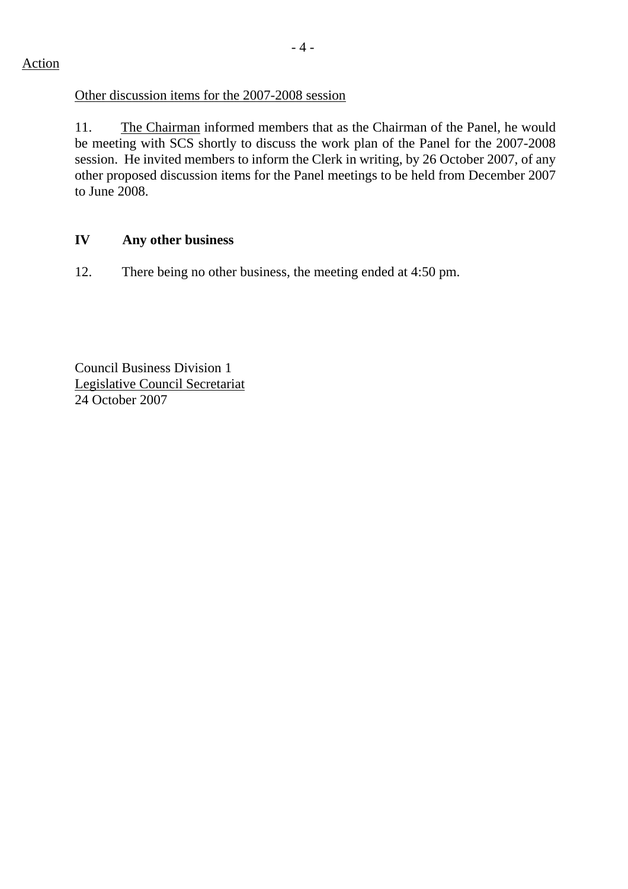Action

Other discussion items for the 2007-2008 session

11. The Chairman informed members that as the Chairman of the Panel, he would be meeting with SCS shortly to discuss the work plan of the Panel for the 2007-2008 session. He invited members to inform the Clerk in writing, by 26 October 2007, of any other proposed discussion items for the Panel meetings to be held from December 2007 to June 2008.

## IV Any other business

12. There being no other business, the meeting ended at 4:50 pm.

Council Business Division 1
Legislative Council Secretariat
24 October 2007